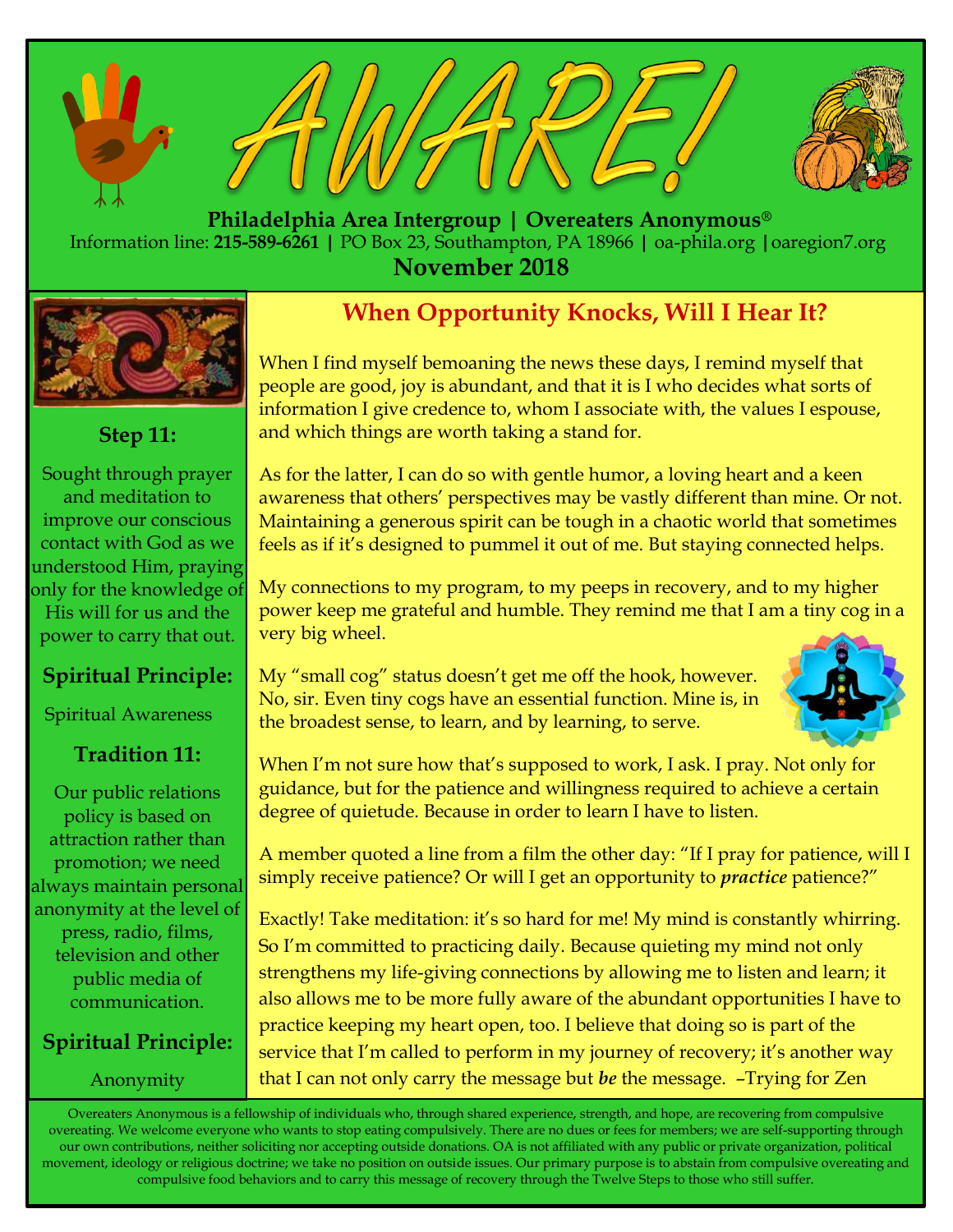# AWARE!

**Philadelphia Area Intergroup | Overeaters Anonymous®**

Information line: **215-589-6261** | PO Box 23, Southampton, PA 18966 | oa-phila.org | oaregion7.org

**November 2018**

## When Opportunity Knocks, Will I Hear It?

When I find myself bemoaning the news these days, I remind myself that people are good, joy is abundant, and that it is I who decides what sorts of information I give credence to, whom I associate with, the values I espouse, and which things are worth taking a stand for.

As for the latter, I can do so with gentle humor, a loving heart and a keen awareness that others' perspectives may be vastly different than mine. Or not. Maintaining a generous spirit can be tough in a chaotic world that sometimes feels as if it's designed to pummel it out of me. But staying connected helps.

My connections to my program, to my peeps in recovery, and to my higher power keep me grateful and humble. They remind me that I am a tiny cog in a very big wheel.

My "small cog" status doesn't get me off the hook, however. No, sir. Even tiny cogs have an essential function. Mine is, in the broadest sense, to learn, and by learning, to serve.

When I'm not sure how that's supposed to work, I ask. I pray. Not only for guidance, but for the patience and willingness required to achieve a certain degree of quietude. Because in order to learn I have to listen.

A member quoted a line from a film the other day: "If I pray for patience, will I simply receive patience? Or will I get an opportunity to ***practice*** patience?"

Exactly! Take meditation: it's so hard for me! My mind is constantly whirring. So I'm committed to practicing daily. Because quieting my mind not only strengthens my life-giving connections by allowing me to listen and learn; it also allows me to be more fully aware of the abundant opportunities I have to practice keeping my heart open, too. I believe that doing so is part of the service that I'm called to perform in my journey of recovery; it's another way that I can not only carry the message but ***be*** the message. –Trying for Zen

### Step 11:

Sought through prayer and meditation to improve our conscious contact with God as we understood Him, praying only for the knowledge of His will for us and the power to carry that out.

### Spiritual Principle:

Spiritual Awareness

### Tradition 11:

Our public relations policy is based on attraction rather than promotion; we need always maintain personal anonymity at the level of press, radio, films, television and other public media of communication.

### Spiritual Principle:

Anonymity

Overeaters Anonymous is a fellowship of individuals who, through shared experience, strength, and hope, are recovering from compulsive overeating. We welcome everyone who wants to stop eating compulsively. There are no dues or fees for members; we are self-supporting through our own contributions, neither soliciting nor accepting outside donations. OA is not affiliated with any public or private organization, political movement, ideology or religious doctrine; we take no position on outside issues. Our primary purpose is to abstain from compulsive overeating and compulsive food behaviors and to carry this message of recovery through the Twelve Steps to those who still suffer.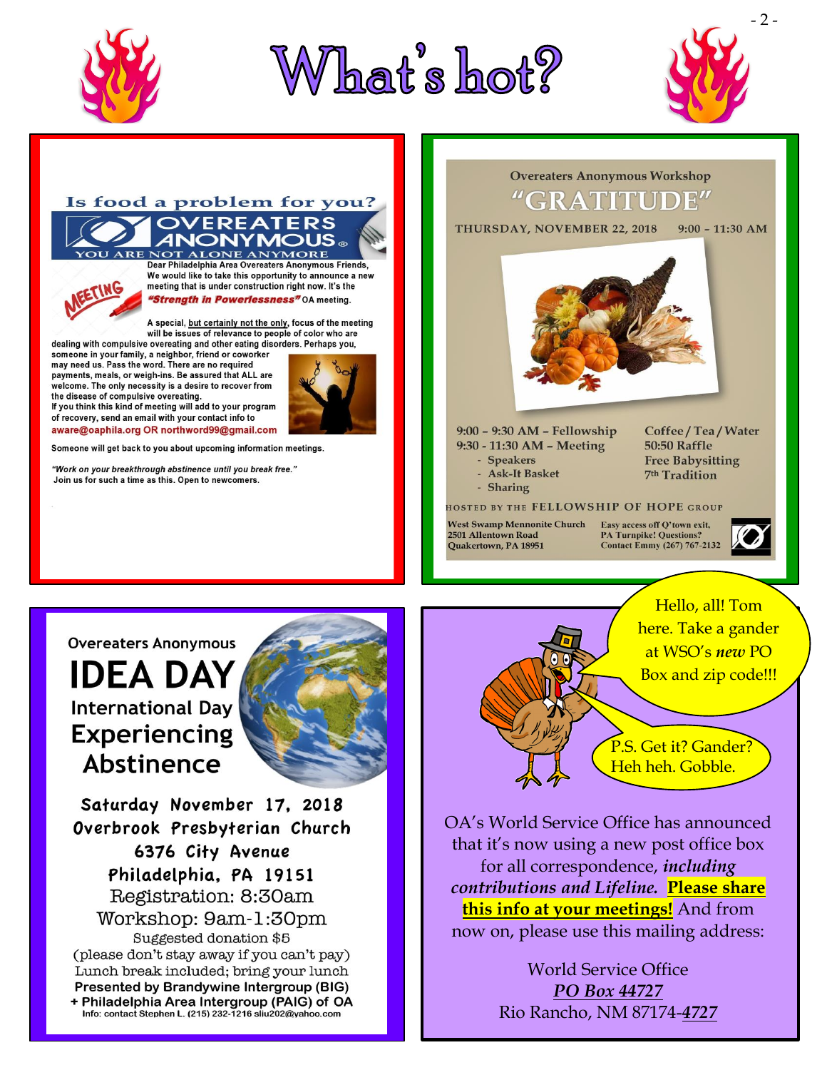# What's hot?

## Is food a problem for you?

**OVEREATERS ANONYMOUS**

YOU ARE NOT ALONE ANYMORE

MEETING

Dear Philadelphia Area Overeaters Anonymous Friends,
We would like to take this opportunity to announce a new meeting that is under construction right now. It's the ***"Strength in Powerlessness"*** OA meeting.

A special, but certainly not the only, focus of the meeting will be issues of relevance to people of color who are dealing with compulsive overeating and other eating disorders. Perhaps you, someone in your family, a neighbor, friend or coworker may need us. Pass the word. There are no required payments, meals, or weigh-ins. Be assured that ALL are welcome. The only necessity is a desire to recover from the disease of compulsive overeating.
If you think this kind of meeting will add to your program of recovery, send an email with your contact info to
aware@oaphila.org OR northword99@gmail.com

Someone will get back to you about upcoming information meetings.

*"Work on your breakthrough abstinence until you break free."*
Join us for such a time as this. Open to newcomers.

---

## Overeaters Anonymous Workshop

# "GRATITUDE"

THURSDAY, NOVEMBER 22, 2018 9:00 – 11:30 AM

9:00 – 9:30 AM – Fellowship
9:30 - 11:30 AM – Meeting
- Speakers
- Ask-It Basket
- Sharing

Coffee / Tea / Water
50:50 Raffle
Free Babysitting
7th Tradition

HOSTED BY THE FELLOWSHIP OF HOPE GROUP

West Swamp Mennonite Church
2501 Allentown Road
Quakertown, PA 18951

Easy access off Q'town exit, PA Turnpike! Questions? Contact Emmy (267) 767-2132

---

Overeaters Anonymous

# IDEA DAY

## International Day Experiencing Abstinence

**Saturday November 17, 2018**
**Overbrook Presbyterian Church**
**6376 City Avenue**
**Philadelphia, PA 19151**
Registration: 8:30am
Workshop: 9am-1:30pm
Suggested donation $5
(please don't stay away if you can't pay)
Lunch break included; bring your lunch
**Presented by Brandywine Intergroup (BIG)**
**+ Philadelphia Area Intergroup (PAIG) of OA**
Info: contact Stephen L. (215) 232-1216 sliu202@yahoo.com

---

Hello, all! Tom here. Take a gander at WSO's *new* PO Box and zip code!!!

P.S. Get it? Gander? Heh heh. Gobble.

OA's World Service Office has announced that it's now using a new post office box for all correspondence, ***including contributions and Lifeline.*** **Please share this info at your meetings!** And from now on, please use this mailing address:

World Service Office
***PO Box 44727***
Rio Rancho, NM 87174-*4727*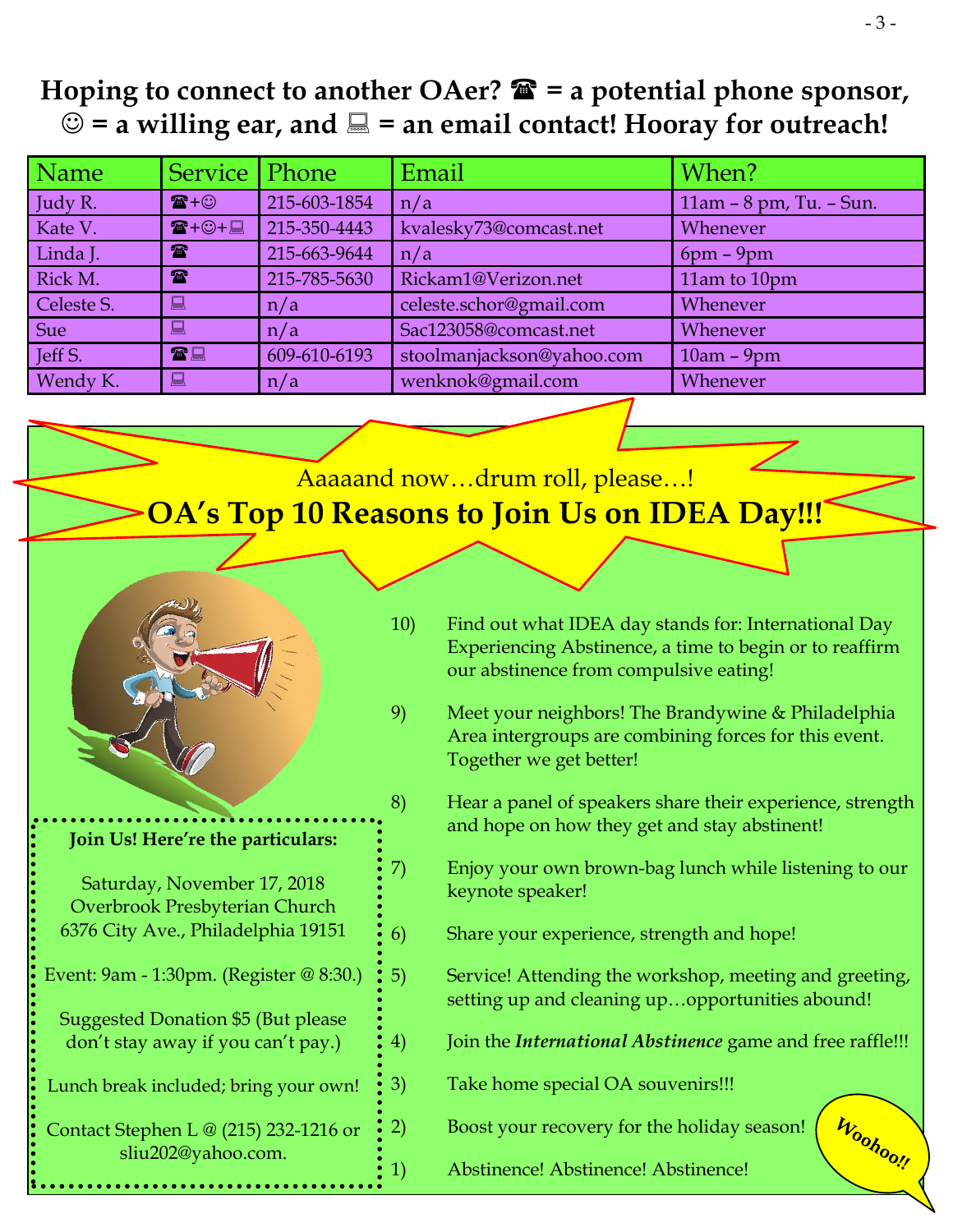## Hoping to connect to another OAer? ☎ = a potential phone sponsor, ☺ = a willing ear, and 💻 = an email contact! Hooray for outreach!

| Name | Service | Phone | Email | When? |
|---|---|---|---|---|
| Judy R. | ☎+☺ | 215-603-1854 | n/a | 11am – 8 pm, Tu. – Sun. |
| Kate V. | ☎+☺+💻 | 215-350-4443 | kvalesky73@comcast.net | Whenever |
| Linda J. | ☎ | 215-663-9644 | n/a | 6pm – 9pm |
| Rick M. | ☎ | 215-785-5630 | Rickam1@Verizon.net | 11am to 10pm |
| Celeste S. | 💻 | n/a | celeste.schor@gmail.com | Whenever |
| Sue | 💻 | n/a | Sac123058@comcast.net | Whenever |
| Jeff S. | ☎💻 | 609-610-6193 | stoolmanjackson@yahoo.com | 10am – 9pm |
| Wendy K. | 💻 | n/a | wenknok@gmail.com | Whenever |

Aaaaand now…drum roll, please…!

## OA's Top 10 Reasons to Join Us on IDEA Day!!!

10) Find out what IDEA day stands for: International Day Experiencing Abstinence, a time to begin or to reaffirm our abstinence from compulsive eating!

9) Meet your neighbors! The Brandywine & Philadelphia Area intergroups are combining forces for this event. Together we get better!

8) Hear a panel of speakers share their experience, strength and hope on how they get and stay abstinent!

7) Enjoy your own brown-bag lunch while listening to our keynote speaker!

6) Share your experience, strength and hope!

5) Service! Attending the workshop, meeting and greeting, setting up and cleaning up…opportunities abound!

4) Join the ***International Abstinence*** game and free raffle!!!

3) Take home special OA souvenirs!!!

2) Boost your recovery for the holiday season!

1) Abstinence! Abstinence! Abstinence!

Woohoo!!

**Join Us! Here're the particulars:**

Saturday, November 17, 2018
Overbrook Presbyterian Church
6376 City Ave., Philadelphia 19151

Event: 9am - 1:30pm. (Register @ 8:30.)

Suggested Donation $5 (But please don't stay away if you can't pay.)

Lunch break included; bring your own!

Contact Stephen L @ (215) 232-1216 or sliu202@yahoo.com.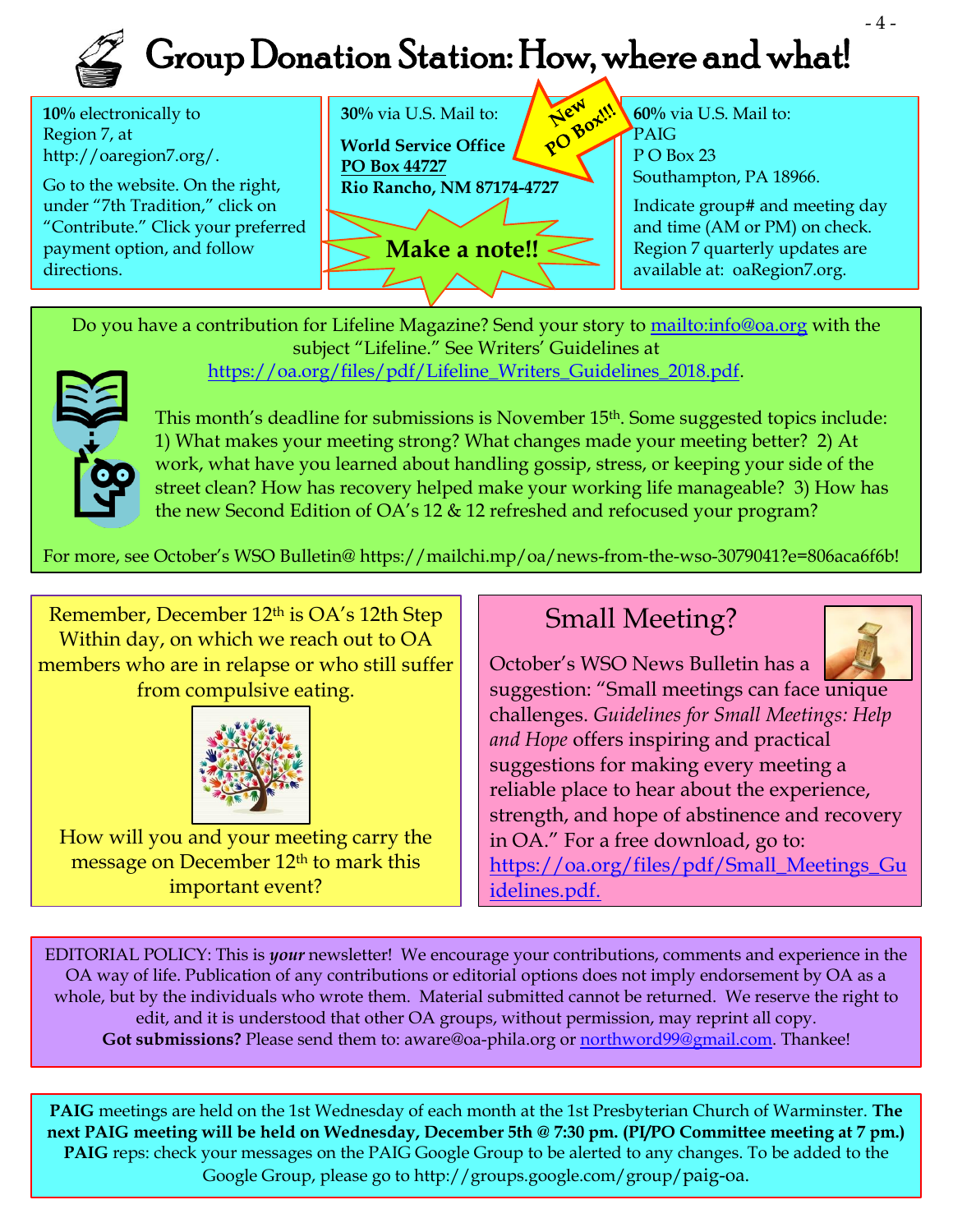# Group Donation Station: How, where and what!

**10%** electronically to Region 7, at http://oaregion7.org/.

Go to the website. On the right, under "7th Tradition," click on "Contribute." Click your preferred payment option, and follow directions.

**30%** via U.S. Mail to:

**World Service Office**
**PO Box 44727**
**Rio Rancho, NM 87174-4727**

**New PO Box!!!**

**Make a note!!**

**60%** via U.S. Mail to:
PAIG
P O Box 23
Southampton, PA 18966.

Indicate group# and meeting day and time (AM or PM) on check. Region 7 quarterly updates are available at: oaRegion7.org.

Do you have a contribution for Lifeline Magazine? Send your story to mailto:info@oa.org with the subject "Lifeline." See Writers' Guidelines at https://oa.org/files/pdf/Lifeline_Writers_Guidelines_2018.pdf.

This month's deadline for submissions is November 15th. Some suggested topics include: 1) What makes your meeting strong? What changes made your meeting better? 2) At work, what have you learned about handling gossip, stress, or keeping your side of the street clean? How has recovery helped make your working life manageable? 3) How has the new Second Edition of OA's 12 & 12 refreshed and refocused your program?

For more, see October's WSO Bulletin@ https://mailchi.mp/oa/news-from-the-wso-3079041?e=806aca6f6b!

Remember, December 12th is OA's 12th Step Within day, on which we reach out to OA members who are in relapse or who still suffer from compulsive eating.

How will you and your meeting carry the message on December 12th to mark this important event?

## Small Meeting?

October's WSO News Bulletin has a suggestion: "Small meetings can face unique challenges. *Guidelines for Small Meetings: Help and Hope* offers inspiring and practical suggestions for making every meeting a reliable place to hear about the experience, strength, and hope of abstinence and recovery in OA." For a free download, go to: https://oa.org/files/pdf/Small_Meetings_Guidelines.pdf.

EDITORIAL POLICY: This is ***your*** newsletter! We encourage your contributions, comments and experience in the OA way of life. Publication of any contributions or editorial options does not imply endorsement by OA as a whole, but by the individuals who wrote them. Material submitted cannot be returned. We reserve the right to edit, and it is understood that other OA groups, without permission, may reprint all copy. **Got submissions?** Please send them to: aware@oa-phila.org or northword99@gmail.com. Thankee!

**PAIG** meetings are held on the 1st Wednesday of each month at the 1st Presbyterian Church of Warminster. **The next PAIG meeting will be held on Wednesday, December 5th @ 7:30 pm. (PI/PO Committee meeting at 7 pm.)** **PAIG** reps: check your messages on the PAIG Google Group to be alerted to any changes. To be added to the Google Group, please go to http://groups.google.com/group/paig-oa.